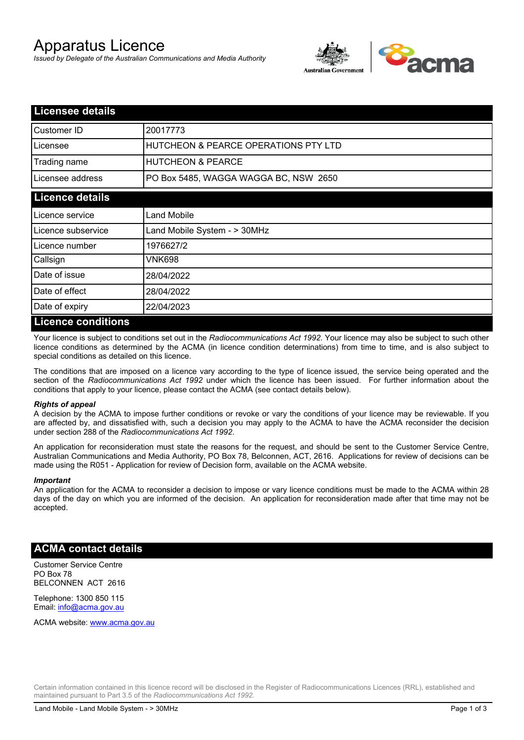# Apparatus Licence

*Issued by Delegate of the Australian Communications and Media Authority*

## Licensee details

| | |
|---|---|
| Customer ID | 20017773 |
| Licensee | HUTCHEON & PEARCE OPERATIONS PTY LTD |
| Trading name | HUTCHEON & PEARCE |
| Licensee address | PO Box 5485, WAGGA WAGGA BC, NSW 2650 |

## Licence details

| | |
|---|---|
| Licence service | Land Mobile |
| Licence subservice | Land Mobile System - > 30MHz |
| Licence number | 1976627/2 |
| Callsign | VNK698 |
| Date of issue | 28/04/2022 |
| Date of effect | 28/04/2022 |
| Date of expiry | 22/04/2023 |

## Licence conditions

Your licence is subject to conditions set out in the *Radiocommunications Act 1992*. Your licence may also be subject to such other licence conditions as determined by the ACMA (in licence condition determinations) from time to time, and is also subject to special conditions as detailed on this licence.

The conditions that are imposed on a licence vary according to the type of licence issued, the service being operated and the section of the *Radiocommunications Act 1992* under which the licence has been issued. For further information about the conditions that apply to your licence, please contact the ACMA (see contact details below).

***Rights of appeal***

A decision by the ACMA to impose further conditions or revoke or vary the conditions of your licence may be reviewable. If you are affected by, and dissatisfied with, such a decision you may apply to the ACMA to have the ACMA reconsider the decision under section 288 of the *Radiocommunications Act 1992*.

An application for reconsideration must state the reasons for the request, and should be sent to the Customer Service Centre, Australian Communications and Media Authority, PO Box 78, Belconnen, ACT, 2616. Applications for review of decisions can be made using the R051 - Application for review of Decision form, available on the ACMA website.

***Important***

An application for the ACMA to reconsider a decision to impose or vary licence conditions must be made to the ACMA within 28 days of the day on which you are informed of the decision. An application for reconsideration made after that time may not be accepted.

## ACMA contact details

Customer Service Centre
PO Box 78
BELCONNEN ACT 2616

Telephone: 1300 850 115
Email: info@acma.gov.au

ACMA website: www.acma.gov.au

Certain information contained in this licence record will be disclosed in the Register of Radiocommunications Licences (RRL), established and maintained pursuant to Part 3.5 of the *Radiocommunications Act 1992.*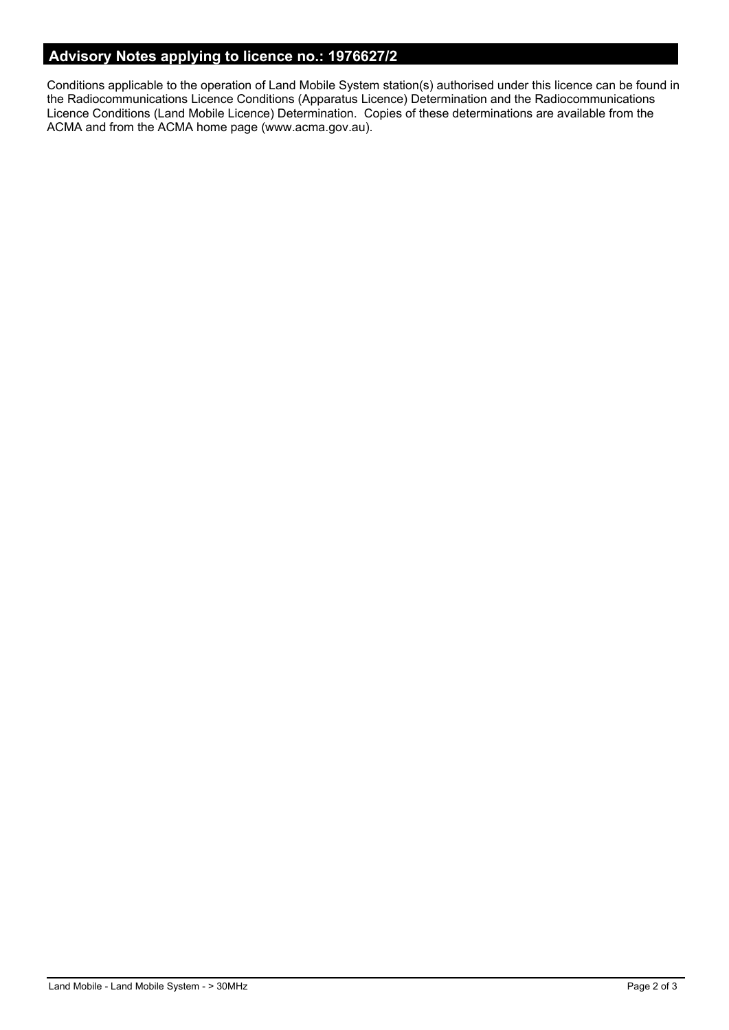## Advisory Notes applying to licence no.: 1976627/2

Conditions applicable to the operation of Land Mobile System station(s) authorised under this licence can be found in the Radiocommunications Licence Conditions (Apparatus Licence) Determination and the Radiocommunications Licence Conditions (Land Mobile Licence) Determination. Copies of these determinations are available from the ACMA and from the ACMA home page (www.acma.gov.au).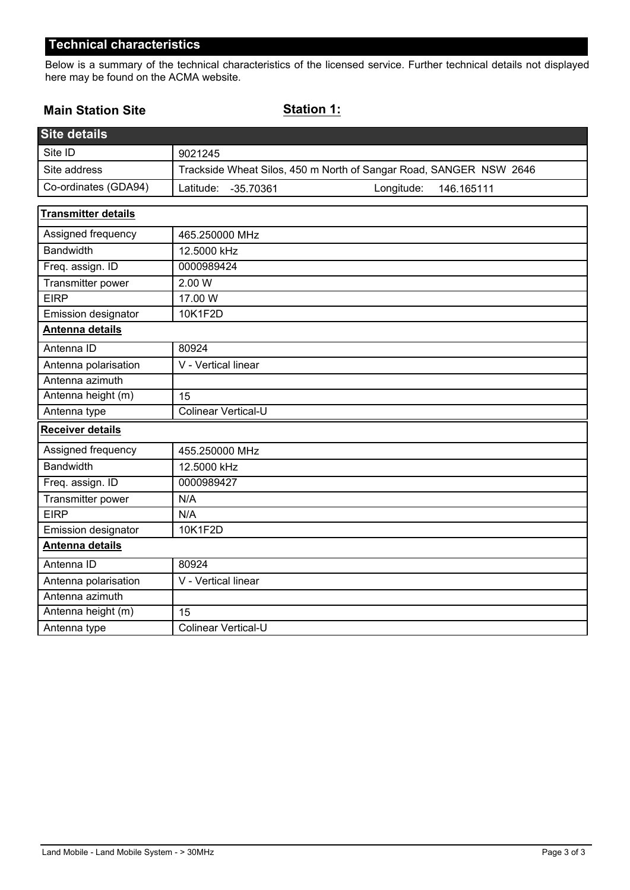## Technical characteristics

Below is a summary of the technical characteristics of the licensed service. Further technical details not displayed here may be found on the ACMA website.

**Main Station Site** **Station 1:**

### Site details

| | |
|---|---|
| Site ID | 9021245 |
| Site address | Trackside Wheat Silos, 450 m North of Sangar Road, SANGER NSW 2646 |
| Co-ordinates (GDA94) | Latitude: -35.70361 Longitude: 146.165111 |

| **Transmitter details** | |
|---|---|
| Assigned frequency | 465.250000 MHz |
| Bandwidth | 12.5000 kHz |
| Freq. assign. ID | 0000989424 |
| Transmitter power | 2.00 W |
| EIRP | 17.00 W |
| Emission designator | 10K1F2D |
| **Antenna details** | |
| Antenna ID | 80924 |
| Antenna polarisation | V - Vertical linear |
| Antenna azimuth | |
| Antenna height (m) | 15 |
| Antenna type | Colinear Vertical-U |

| **Receiver details** | |
|---|---|
| Assigned frequency | 455.250000 MHz |
| Bandwidth | 12.5000 kHz |
| Freq. assign. ID | 0000989427 |
| Transmitter power | N/A |
| EIRP | N/A |
| Emission designator | 10K1F2D |
| **Antenna details** | |
| Antenna ID | 80924 |
| Antenna polarisation | V - Vertical linear |
| Antenna azimuth | |
| Antenna height (m) | 15 |
| Antenna type | Colinear Vertical-U |